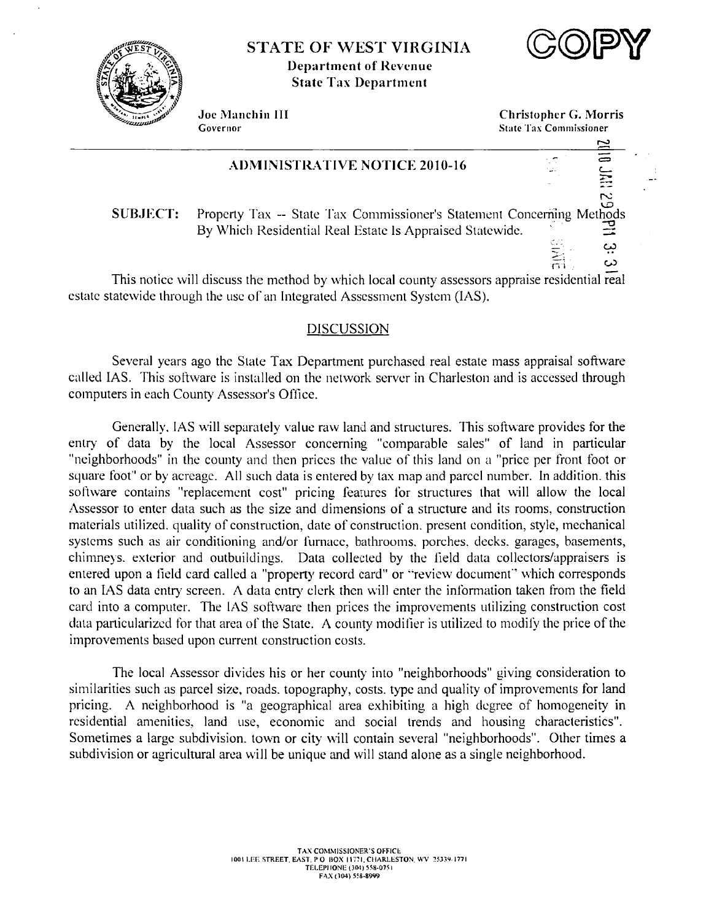# STATE OF WEST VIRGINIA

**Department of Revenue**
**State Tax Department**

COPY

**Joe Manchin III**
Governor

**Christopher G. Morris**
State Tax Commissioner

2010 JAN 29 PM 3:31

## ADMINISTRATIVE NOTICE 2010-16

**SUBJECT:** Property Tax -- State Tax Commissioner's Statement Concerning Methods By Which Residential Real Estate Is Appraised Statewide.

This notice will discuss the method by which local county assessors appraise residential real estate statewide through the use of an Integrated Assessment System (IAS).

## DISCUSSION

Several years ago the State Tax Department purchased real estate mass appraisal software called IAS. This software is installed on the network server in Charleston and is accessed through computers in each County Assessor's Office.

Generally, IAS will separately value raw land and structures. This software provides for the entry of data by the local Assessor concerning "comparable sales" of land in particular "neighborhoods" in the county and then prices the value of this land on a "price per front foot or square foot" or by acreage. All such data is entered by tax map and parcel number. In addition, this software contains "replacement cost" pricing features for structures that will allow the local Assessor to enter data such as the size and dimensions of a structure and its rooms, construction materials utilized, quality of construction, date of construction, present condition, style, mechanical systems such as air conditioning and/or furnace, bathrooms, porches, decks, garages, basements, chimneys, exterior and outbuildings. Data collected by the field data collectors/appraisers is entered upon a field card called a "property record card" or "review document" which corresponds to an IAS data entry screen. A data entry clerk then will enter the information taken from the field card into a computer. The IAS software then prices the improvements utilizing construction cost data particularized for that area of the State. A county modifier is utilized to modify the price of the improvements based upon current construction costs.

The local Assessor divides his or her county into "neighborhoods" giving consideration to similarities such as parcel size, roads, topography, costs, type and quality of improvements for land pricing. A neighborhood is "a geographical area exhibiting a high degree of homogeneity in residential amenities, land use, economic and social trends and housing characteristics". Sometimes a large subdivision, town or city will contain several "neighborhoods". Other times a subdivision or agricultural area will be unique and will stand alone as a single neighborhood.

TAX COMMISSIONER'S OFFICE
1001 LEE STREET, EAST, P O BOX 11771, CHARLESTON, WV 25339-1771
TELEPHONE (304) 558-0751
FAX (304) 558-8999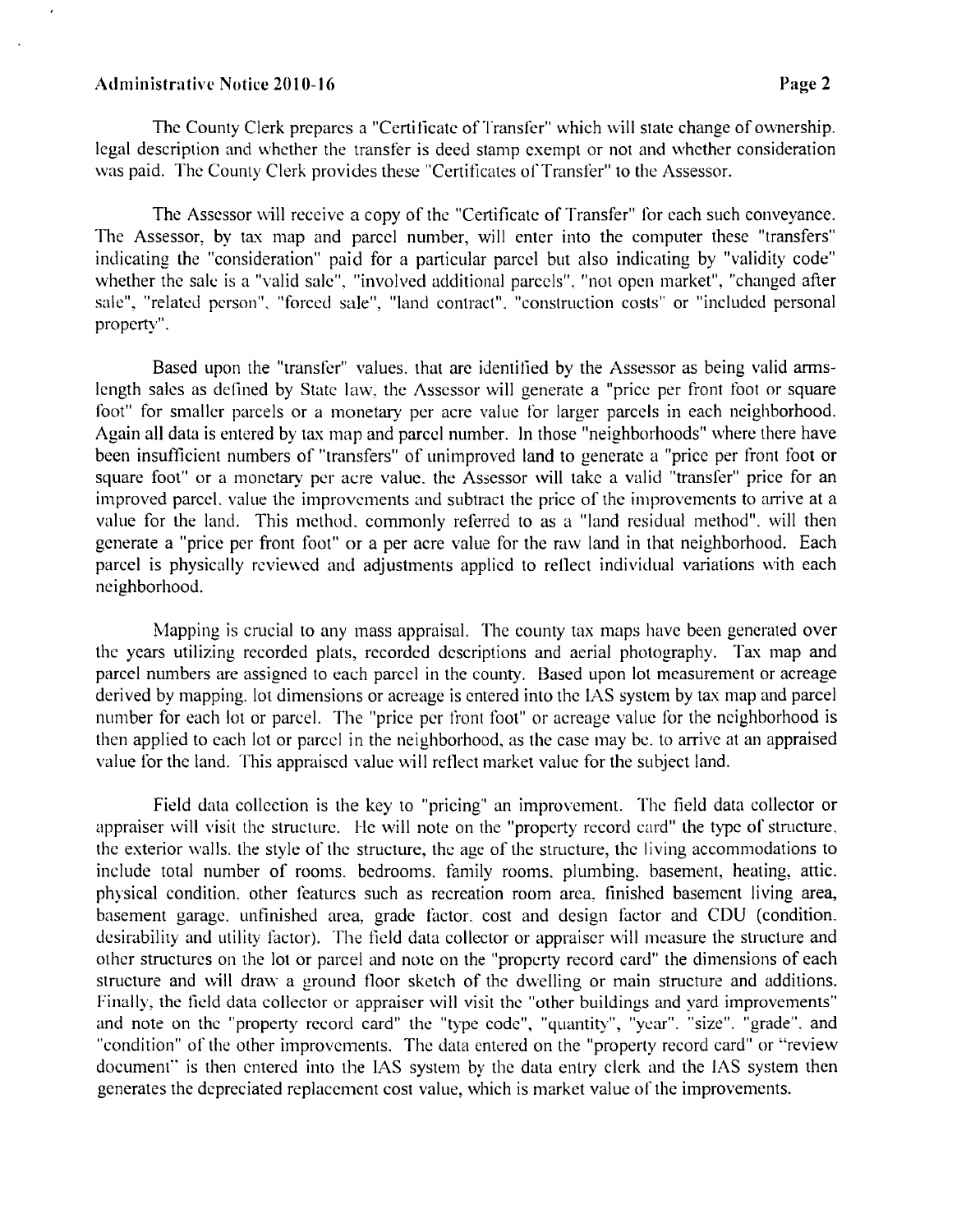The County Clerk prepares a "Certificate of Transfer" which will state change of ownership, legal description and whether the transfer is deed stamp exempt or not and whether consideration was paid. The County Clerk provides these "Certificates of Transfer" to the Assessor.

The Assessor will receive a copy of the "Certificate of Transfer" for each such conveyance. The Assessor, by tax map and parcel number, will enter into the computer these "transfers" indicating the "consideration" paid for a particular parcel but also indicating by "validity code" whether the sale is a "valid sale", "involved additional parcels", "not open market", "changed after sale", "related person", "forced sale", "land contract", "construction costs" or "included personal property".

Based upon the "transfer" values, that are identified by the Assessor as being valid arms-length sales as defined by State law, the Assessor will generate a "price per front foot or square foot" for smaller parcels or a monetary per acre value for larger parcels in each neighborhood. Again all data is entered by tax map and parcel number. In those "neighborhoods" where there have been insufficient numbers of "transfers" of unimproved land to generate a "price per front foot or square foot" or a monetary per acre value, the Assessor will take a valid "transfer" price for an improved parcel, value the improvements and subtract the price of the improvements to arrive at a value for the land. This method, commonly referred to as a "land residual method", will then generate a "price per front foot" or a per acre value for the raw land in that neighborhood. Each parcel is physically reviewed and adjustments applied to reflect individual variations with each neighborhood.

Mapping is crucial to any mass appraisal. The county tax maps have been generated over the years utilizing recorded plats, recorded descriptions and aerial photography. Tax map and parcel numbers are assigned to each parcel in the county. Based upon lot measurement or acreage derived by mapping, lot dimensions or acreage is entered into the IAS system by tax map and parcel number for each lot or parcel. The "price per front foot" or acreage value for the neighborhood is then applied to each lot or parcel in the neighborhood, as the case may be, to arrive at an appraised value for the land. This appraised value will reflect market value for the subject land.

Field data collection is the key to "pricing" an improvement. The field data collector or appraiser will visit the structure. He will note on the "property record card" the type of structure, the exterior walls, the style of the structure, the age of the structure, the living accommodations to include total number of rooms, bedrooms, family rooms, plumbing, basement, heating, attic, physical condition, other features such as recreation room area, finished basement living area, basement garage, unfinished area, grade factor, cost and design factor and CDU (condition, desirability and utility factor). The field data collector or appraiser will measure the structure and other structures on the lot or parcel and note on the "property record card" the dimensions of each structure and will draw a ground floor sketch of the dwelling or main structure and additions. Finally, the field data collector or appraiser will visit the "other buildings and yard improvements" and note on the "property record card" the "type code", "quantity", "year", "size", "grade", and "condition" of the other improvements. The data entered on the "property record card" or "review document" is then entered into the IAS system by the data entry clerk and the IAS system then generates the depreciated replacement cost value, which is market value of the improvements.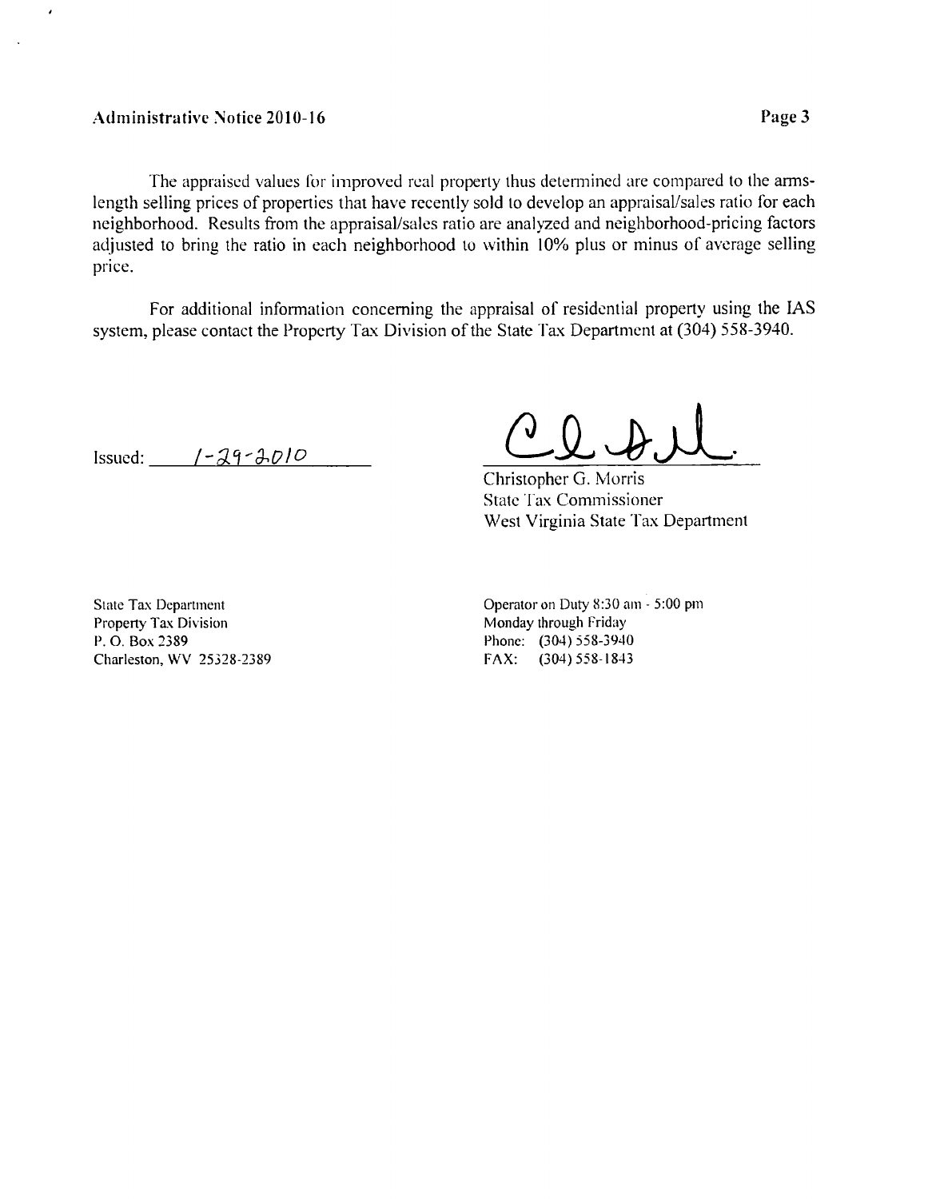The appraised values for improved real property thus determined are compared to the arms-length selling prices of properties that have recently sold to develop an appraisal/sales ratio for each neighborhood. Results from the appraisal/sales ratio are analyzed and neighborhood-pricing factors adjusted to bring the ratio in each neighborhood to within 10% plus or minus of average selling price.

For additional information concerning the appraisal of residential property using the IAS system, please contact the Property Tax Division of the State Tax Department at (304) 558-3940.

Issued: 1-29-2010

Christopher G. Morris
State Tax Commissioner
West Virginia State Tax Department

State Tax Department
Property Tax Division
P. O. Box 2389
Charleston, WV 25328-2389

Operator on Duty 8:30 am - 5:00 pm
Monday through Friday
Phone: (304) 558-3940
FAX: (304) 558-1843